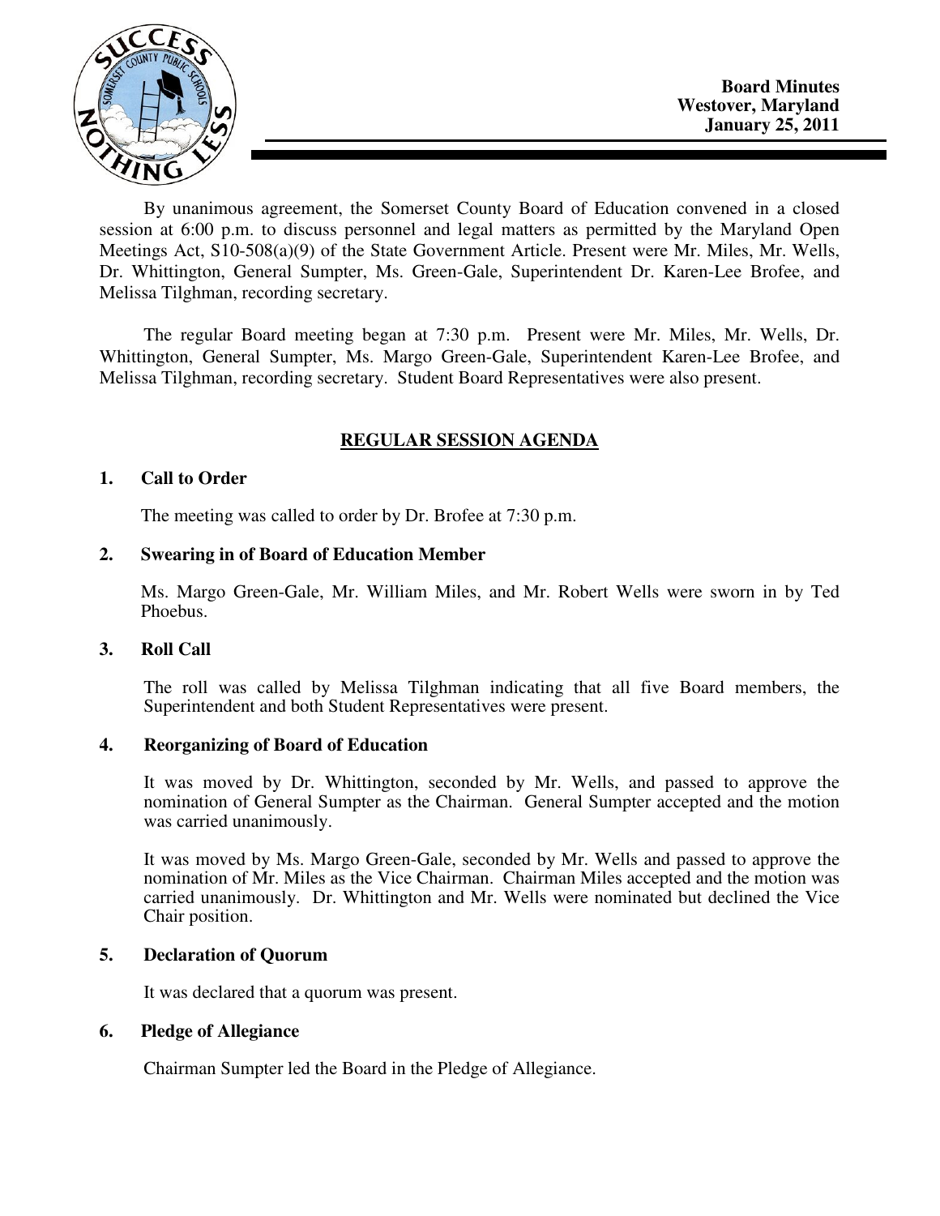**Board Minutes**
**Westover, Maryland**
**January 25, 2011**

By unanimous agreement, the Somerset County Board of Education convened in a closed session at 6:00 p.m. to discuss personnel and legal matters as permitted by the Maryland Open Meetings Act, S10-508(a)(9) of the State Government Article. Present were Mr. Miles, Mr. Wells, Dr. Whittington, General Sumpter, Ms. Green-Gale, Superintendent Dr. Karen-Lee Brofee, and Melissa Tilghman, recording secretary.

The regular Board meeting began at 7:30 p.m. Present were Mr. Miles, Mr. Wells, Dr. Whittington, General Sumpter, Ms. Margo Green-Gale, Superintendent Karen-Lee Brofee, and Melissa Tilghman, recording secretary. Student Board Representatives were also present.

## REGULAR SESSION AGENDA

### 1. Call to Order

The meeting was called to order by Dr. Brofee at 7:30 p.m.

### 2. Swearing in of Board of Education Member

Ms. Margo Green-Gale, Mr. William Miles, and Mr. Robert Wells were sworn in by Ted Phoebus.

### 3. Roll Call

The roll was called by Melissa Tilghman indicating that all five Board members, the Superintendent and both Student Representatives were present.

### 4. Reorganizing of Board of Education

It was moved by Dr. Whittington, seconded by Mr. Wells, and passed to approve the nomination of General Sumpter as the Chairman. General Sumpter accepted and the motion was carried unanimously.

It was moved by Ms. Margo Green-Gale, seconded by Mr. Wells and passed to approve the nomination of Mr. Miles as the Vice Chairman. Chairman Miles accepted and the motion was carried unanimously. Dr. Whittington and Mr. Wells were nominated but declined the Vice Chair position.

### 5. Declaration of Quorum

It was declared that a quorum was present.

### 6. Pledge of Allegiance

Chairman Sumpter led the Board in the Pledge of Allegiance.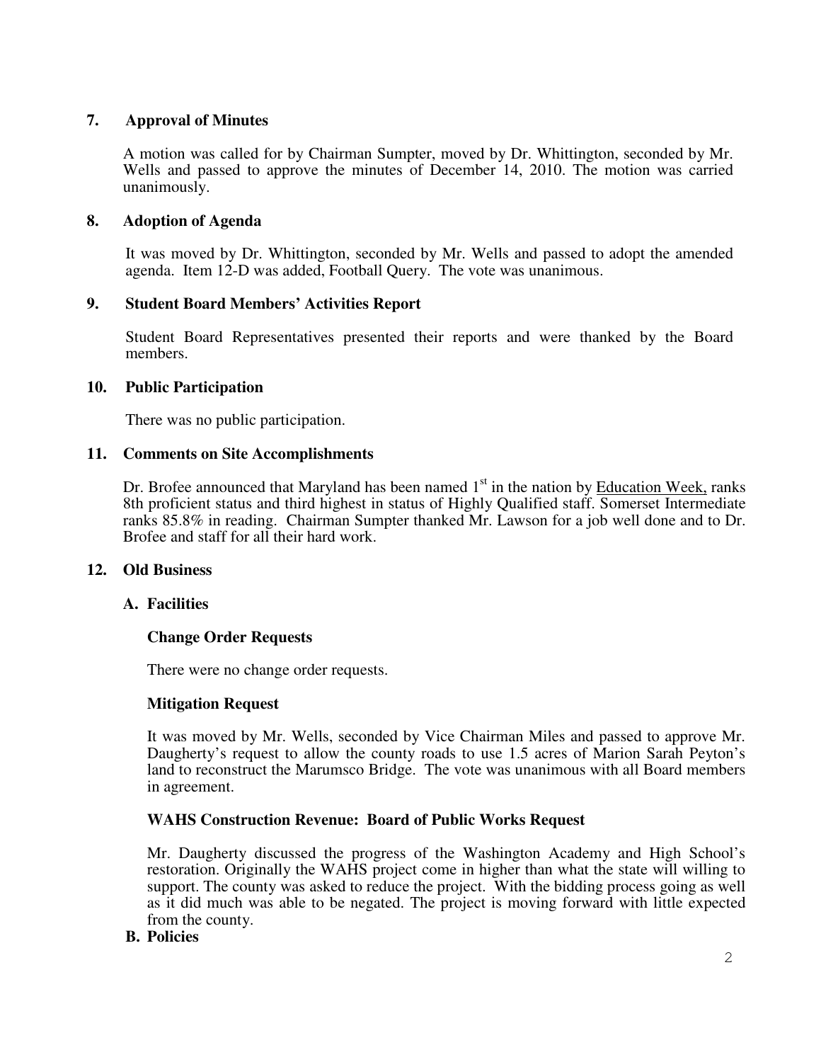## 7. Approval of Minutes

A motion was called for by Chairman Sumpter, moved by Dr. Whittington, seconded by Mr. Wells and passed to approve the minutes of December 14, 2010. The motion was carried unanimously.

## 8. Adoption of Agenda

It was moved by Dr. Whittington, seconded by Mr. Wells and passed to adopt the amended agenda. Item 12-D was added, Football Query. The vote was unanimous.

## 9. Student Board Members' Activities Report

Student Board Representatives presented their reports and were thanked by the Board members.

## 10. Public Participation

There was no public participation.

## 11. Comments on Site Accomplishments

Dr. Brofee announced that Maryland has been named 1st in the nation by Education Week, ranks 8th proficient status and third highest in status of Highly Qualified staff. Somerset Intermediate ranks 85.8% in reading. Chairman Sumpter thanked Mr. Lawson for a job well done and to Dr. Brofee and staff for all their hard work.

## 12. Old Business

### A. Facilities

**Change Order Requests**

There were no change order requests.

**Mitigation Request**

It was moved by Mr. Wells, seconded by Vice Chairman Miles and passed to approve Mr. Daugherty's request to allow the county roads to use 1.5 acres of Marion Sarah Peyton's land to reconstruct the Marumsco Bridge. The vote was unanimous with all Board members in agreement.

**WAHS Construction Revenue: Board of Public Works Request**

Mr. Daugherty discussed the progress of the Washington Academy and High School's restoration. Originally the WAHS project come in higher than what the state will willing to support. The county was asked to reduce the project. With the bidding process going as well as it did much was able to be negated. The project is moving forward with little expected from the county.

### B. Policies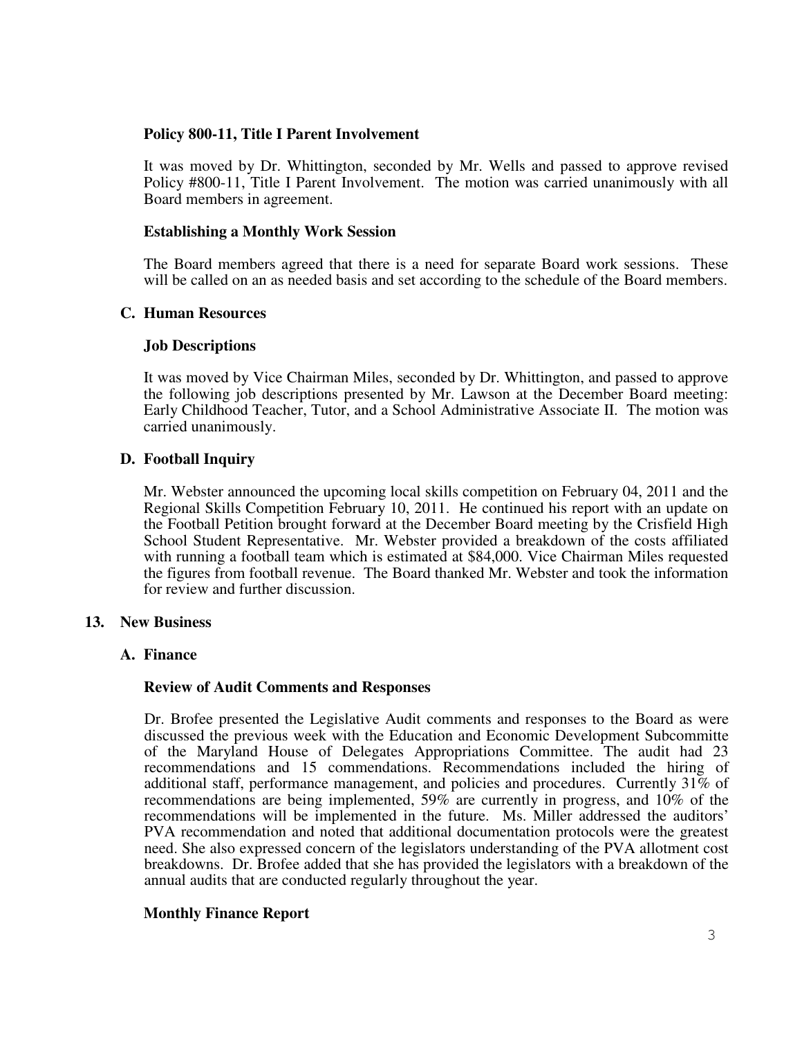**Policy 800-11, Title I Parent Involvement**

It was moved by Dr. Whittington, seconded by Mr. Wells and passed to approve revised Policy #800-11, Title I Parent Involvement. The motion was carried unanimously with all Board members in agreement.

**Establishing a Monthly Work Session**

The Board members agreed that there is a need for separate Board work sessions. These will be called on an as needed basis and set according to the schedule of the Board members.

**C. Human Resources**

**Job Descriptions**

It was moved by Vice Chairman Miles, seconded by Dr. Whittington, and passed to approve the following job descriptions presented by Mr. Lawson at the December Board meeting: Early Childhood Teacher, Tutor, and a School Administrative Associate II. The motion was carried unanimously.

**D. Football Inquiry**

Mr. Webster announced the upcoming local skills competition on February 04, 2011 and the Regional Skills Competition February 10, 2011. He continued his report with an update on the Football Petition brought forward at the December Board meeting by the Crisfield High School Student Representative. Mr. Webster provided a breakdown of the costs affiliated with running a football team which is estimated at $84,000. Vice Chairman Miles requested the figures from football revenue. The Board thanked Mr. Webster and took the information for review and further discussion.

**13. New Business**

**A. Finance**

**Review of Audit Comments and Responses**

Dr. Brofee presented the Legislative Audit comments and responses to the Board as were discussed the previous week with the Education and Economic Development Subcommitte of the Maryland House of Delegates Appropriations Committee. The audit had 23 recommendations and 15 commendations. Recommendations included the hiring of additional staff, performance management, and policies and procedures. Currently 31% of recommendations are being implemented, 59% are currently in progress, and 10% of the recommendations will be implemented in the future. Ms. Miller addressed the auditors' PVA recommendation and noted that additional documentation protocols were the greatest need. She also expressed concern of the legislators understanding of the PVA allotment cost breakdowns. Dr. Brofee added that she has provided the legislators with a breakdown of the annual audits that are conducted regularly throughout the year.

**Monthly Finance Report**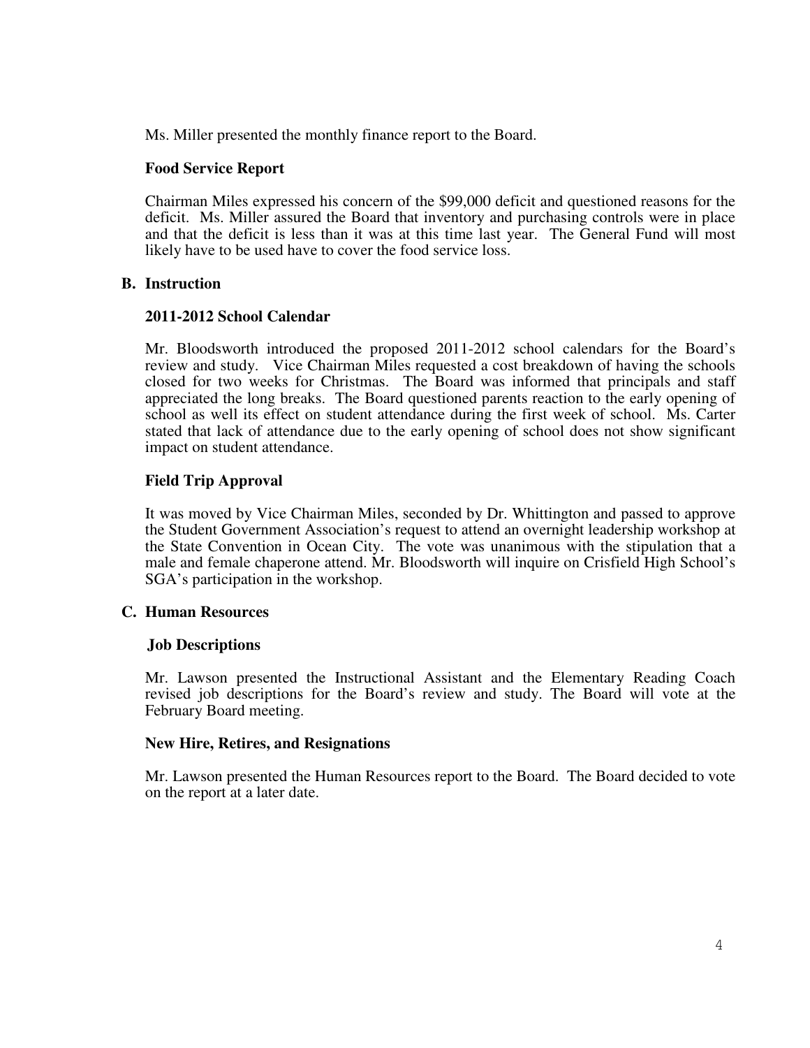Ms. Miller presented the monthly finance report to the Board.

**Food Service Report**

Chairman Miles expressed his concern of the $99,000 deficit and questioned reasons for the deficit. Ms. Miller assured the Board that inventory and purchasing controls were in place and that the deficit is less than it was at this time last year. The General Fund will most likely have to be used have to cover the food service loss.

**B. Instruction**

**2011-2012 School Calendar**

Mr. Bloodsworth introduced the proposed 2011-2012 school calendars for the Board's review and study. Vice Chairman Miles requested a cost breakdown of having the schools closed for two weeks for Christmas. The Board was informed that principals and staff appreciated the long breaks. The Board questioned parents reaction to the early opening of school as well its effect on student attendance during the first week of school. Ms. Carter stated that lack of attendance due to the early opening of school does not show significant impact on student attendance.

**Field Trip Approval**

It was moved by Vice Chairman Miles, seconded by Dr. Whittington and passed to approve the Student Government Association's request to attend an overnight leadership workshop at the State Convention in Ocean City. The vote was unanimous with the stipulation that a male and female chaperone attend. Mr. Bloodsworth will inquire on Crisfield High School's SGA's participation in the workshop.

**C. Human Resources**

**Job Descriptions**

Mr. Lawson presented the Instructional Assistant and the Elementary Reading Coach revised job descriptions for the Board's review and study. The Board will vote at the February Board meeting.

**New Hire, Retires, and Resignations**

Mr. Lawson presented the Human Resources report to the Board. The Board decided to vote on the report at a later date.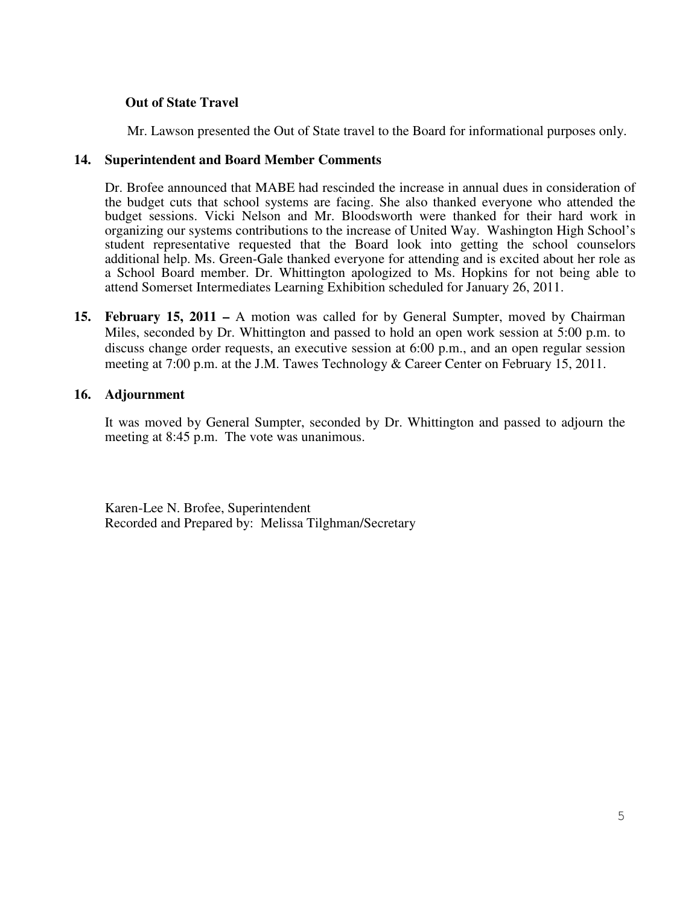**Out of State Travel**

Mr. Lawson presented the Out of State travel to the Board for informational purposes only.

**14. Superintendent and Board Member Comments**

Dr. Brofee announced that MABE had rescinded the increase in annual dues in consideration of the budget cuts that school systems are facing. She also thanked everyone who attended the budget sessions. Vicki Nelson and Mr. Bloodsworth were thanked for their hard work in organizing our systems contributions to the increase of United Way. Washington High School's student representative requested that the Board look into getting the school counselors additional help. Ms. Green-Gale thanked everyone for attending and is excited about her role as a School Board member. Dr. Whittington apologized to Ms. Hopkins for not being able to attend Somerset Intermediates Learning Exhibition scheduled for January 26, 2011.

**15. February 15, 2011 –** A motion was called for by General Sumpter, moved by Chairman Miles, seconded by Dr. Whittington and passed to hold an open work session at 5:00 p.m. to discuss change order requests, an executive session at 6:00 p.m., and an open regular session meeting at 7:00 p.m. at the J.M. Tawes Technology & Career Center on February 15, 2011.

**16. Adjournment**

It was moved by General Sumpter, seconded by Dr. Whittington and passed to adjourn the meeting at 8:45 p.m. The vote was unanimous.

Karen-Lee N. Brofee, Superintendent
Recorded and Prepared by: Melissa Tilghman/Secretary